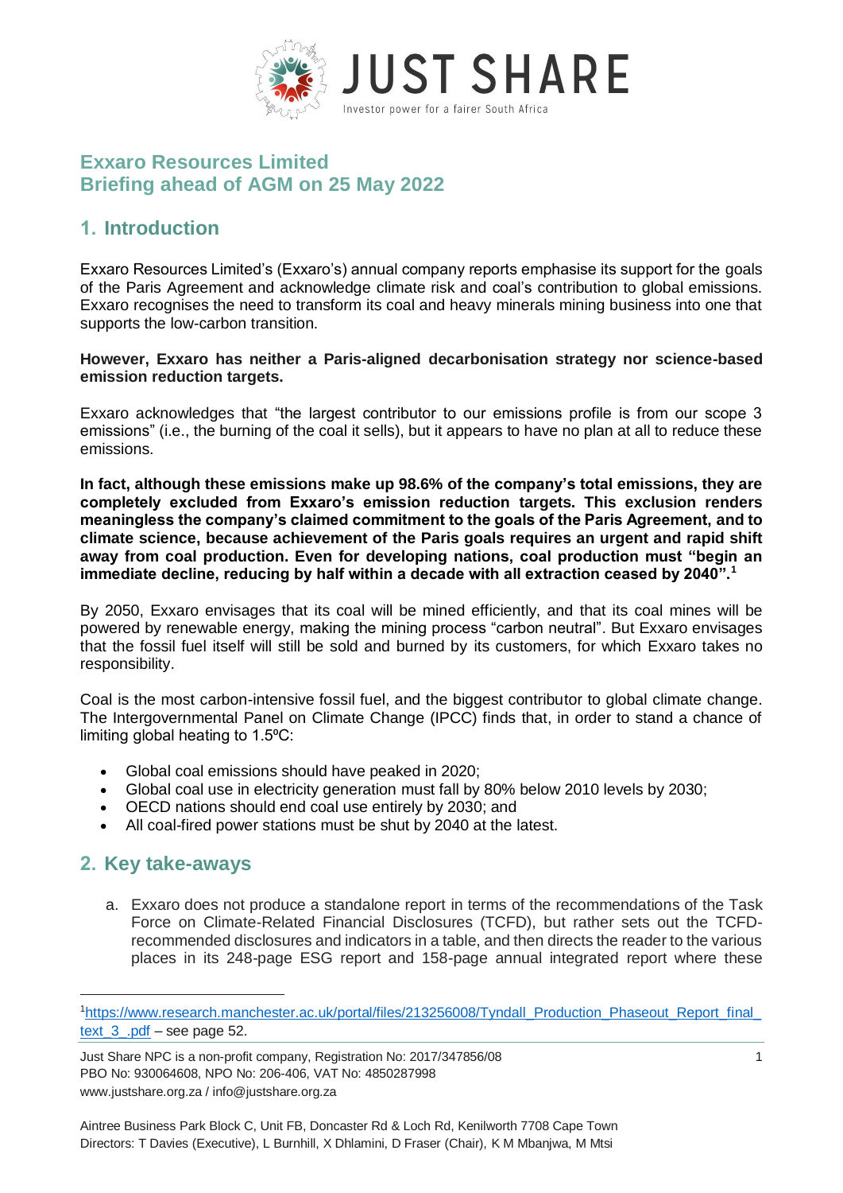# Exxaro Resources Limited
# Briefing ahead of AGM on 25 May 2022

## 1. Introduction

Exxaro Resources Limited's (Exxaro's) annual company reports emphasise its support for the goals of the Paris Agreement and acknowledge climate risk and coal's contribution to global emissions. Exxaro recognises the need to transform its coal and heavy minerals mining business into one that supports the low-carbon transition.

**However, Exxaro has neither a Paris-aligned decarbonisation strategy nor science-based emission reduction targets.**

Exxaro acknowledges that "the largest contributor to our emissions profile is from our scope 3 emissions" (i.e., the burning of the coal it sells), but it appears to have no plan at all to reduce these emissions.

**In fact, although these emissions make up 98.6% of the company's total emissions, they are completely excluded from Exxaro's emission reduction targets. This exclusion renders meaningless the company's claimed commitment to the goals of the Paris Agreement, and to climate science, because achievement of the Paris goals requires an urgent and rapid shift away from coal production. Even for developing nations, coal production must "begin an immediate decline, reducing by half within a decade with all extraction ceased by 2040".[1]**

By 2050, Exxaro envisages that its coal will be mined efficiently, and that its coal mines will be powered by renewable energy, making the mining process "carbon neutral". But Exxaro envisages that the fossil fuel itself will still be sold and burned by its customers, for which Exxaro takes no responsibility.

Coal is the most carbon-intensive fossil fuel, and the biggest contributor to global climate change. The Intergovernmental Panel on Climate Change (IPCC) finds that, in order to stand a chance of limiting global heating to 1.5ºC:

- Global coal emissions should have peaked in 2020;
- Global coal use in electricity generation must fall by 80% below 2010 levels by 2030;
- OECD nations should end coal use entirely by 2030; and
- All coal-fired power stations must be shut by 2040 at the latest.

## 2. Key take-aways

a. Exxaro does not produce a standalone report in terms of the recommendations of the Task Force on Climate-Related Financial Disclosures (TCFD), but rather sets out the TCFD-recommended disclosures and indicators in a table, and then directs the reader to the various places in its 248-page ESG report and 158-page annual integrated report where these

---

[1] https://www.research.manchester.ac.uk/portal/files/213256008/Tyndall_Production_Phaseout_Report_final_text_3_.pdf – see page 52.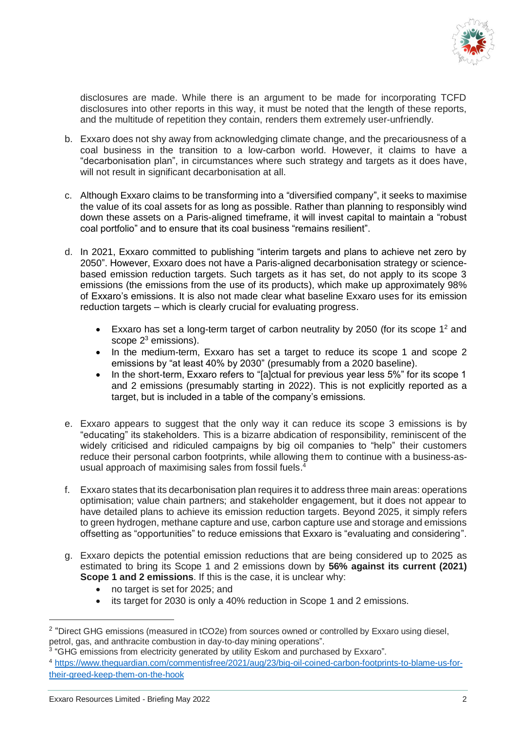disclosures are made. While there is an argument to be made for incorporating TCFD disclosures into other reports in this way, it must be noted that the length of these reports, and the multitude of repetition they contain, renders them extremely user-unfriendly.

b. Exxaro does not shy away from acknowledging climate change, and the precariousness of a coal business in the transition to a low-carbon world. However, it claims to have a "decarbonisation plan", in circumstances where such strategy and targets as it does have, will not result in significant decarbonisation at all.

c. Although Exxaro claims to be transforming into a "diversified company", it seeks to maximise the value of its coal assets for as long as possible. Rather than planning to responsibly wind down these assets on a Paris-aligned timeframe, it will invest capital to maintain a "robust coal portfolio" and to ensure that its coal business "remains resilient".

d. In 2021, Exxaro committed to publishing "interim targets and plans to achieve net zero by 2050". However, Exxaro does not have a Paris-aligned decarbonisation strategy or science-based emission reduction targets. Such targets as it has set, do not apply to its scope 3 emissions (the emissions from the use of its products), which make up approximately 98% of Exxaro's emissions. It is also not made clear what baseline Exxaro uses for its emission reduction targets – which is clearly crucial for evaluating progress.

   - Exxaro has set a long-term target of carbon neutrality by 2050 (for its scope 1[2] and scope 2[3] emissions).
   - In the medium-term, Exxaro has set a target to reduce its scope 1 and scope 2 emissions by "at least 40% by 2030" (presumably from a 2020 baseline).
   - In the short-term, Exxaro refers to "[a]ctual for previous year less 5%" for its scope 1 and 2 emissions (presumably starting in 2022). This is not explicitly reported as a target, but is included in a table of the company's emissions.

e. Exxaro appears to suggest that the only way it can reduce its scope 3 emissions is by "educating" its stakeholders. This is a bizarre abdication of responsibility, reminiscent of the widely criticised and ridiculed campaigns by big oil companies to "help" their customers reduce their personal carbon footprints, while allowing them to continue with a business-as-usual approach of maximising sales from fossil fuels.[4]

f. Exxaro states that its decarbonisation plan requires it to address three main areas: operations optimisation; value chain partners; and stakeholder engagement, but it does not appear to have detailed plans to achieve its emission reduction targets. Beyond 2025, it simply refers to green hydrogen, methane capture and use, carbon capture use and storage and emissions offsetting as "opportunities" to reduce emissions that Exxaro is "evaluating and considering".

g. Exxaro depicts the potential emission reductions that are being considered up to 2025 as estimated to bring its Scope 1 and 2 emissions down by **56% against its current (2021) Scope 1 and 2 emissions**. If this is the case, it is unclear why:
   - no target is set for 2025; and
   - its target for 2030 is only a 40% reduction in Scope 1 and 2 emissions.

---

[2] "Direct GHG emissions (measured in tCO2e) from sources owned or controlled by Exxaro using diesel, petrol, gas, and anthracite combustion in day-to-day mining operations".

[3] "GHG emissions from electricity generated by utility Eskom and purchased by Exxaro".

[4] https://www.theguardian.com/commentisfree/2021/aug/23/big-oil-coined-carbon-footprints-to-blame-us-for-their-greed-keep-them-on-the-hook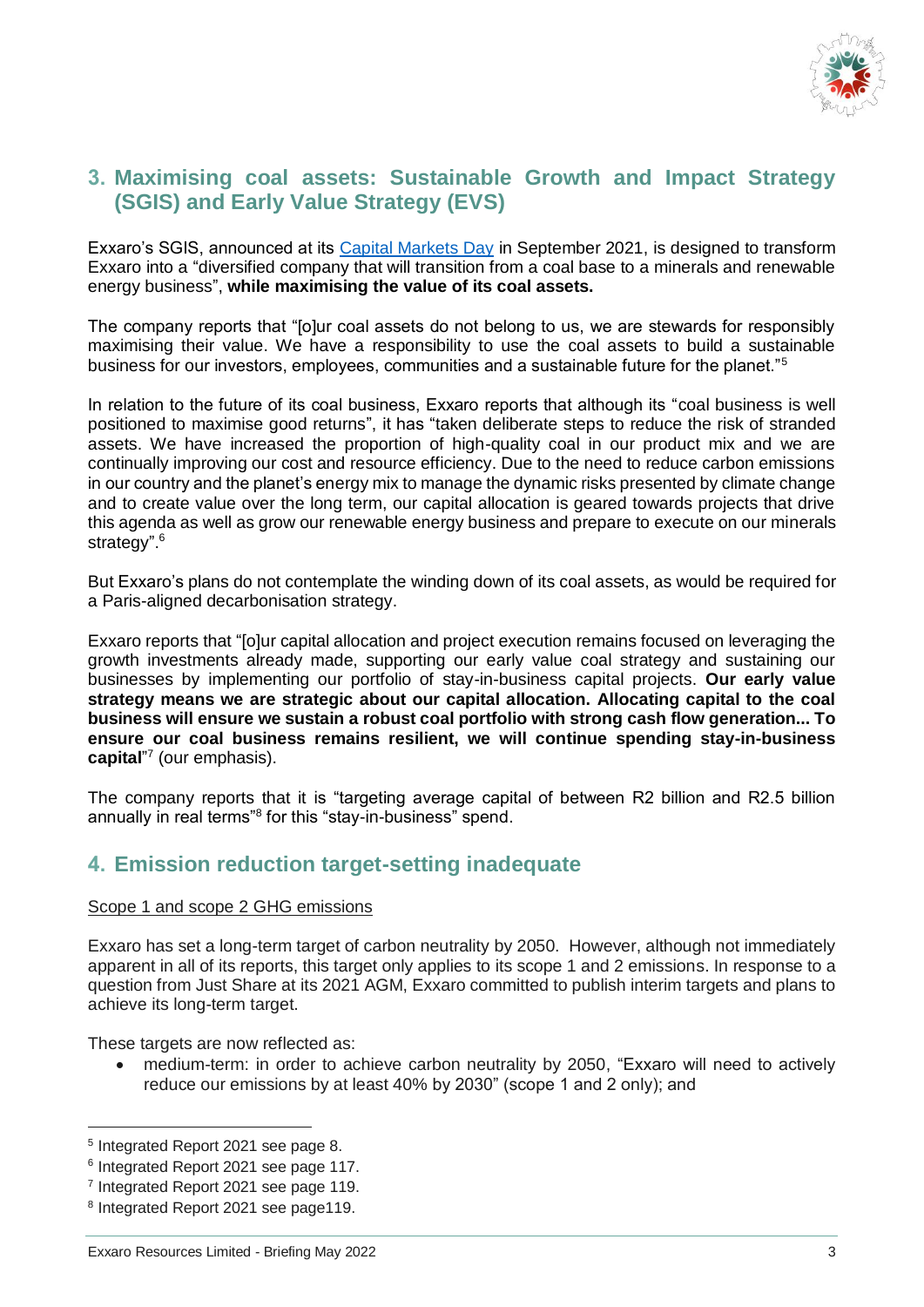## 3. Maximising coal assets: Sustainable Growth and Impact Strategy (SGIS) and Early Value Strategy (EVS)

Exxaro's SGIS, announced at its Capital Markets Day in September 2021, is designed to transform Exxaro into a "diversified company that will transition from a coal base to a minerals and renewable energy business", **while maximising the value of its coal assets.**

The company reports that "[o]ur coal assets do not belong to us, we are stewards for responsibly maximising their value. We have a responsibility to use the coal assets to build a sustainable business for our investors, employees, communities and a sustainable future for the planet."[5]

In relation to the future of its coal business, Exxaro reports that although its "coal business is well positioned to maximise good returns", it has "taken deliberate steps to reduce the risk of stranded assets. We have increased the proportion of high-quality coal in our product mix and we are continually improving our cost and resource efficiency. Due to the need to reduce carbon emissions in our country and the planet's energy mix to manage the dynamic risks presented by climate change and to create value over the long term, our capital allocation is geared towards projects that drive this agenda as well as grow our renewable energy business and prepare to execute on our minerals strategy".[6]

But Exxaro's plans do not contemplate the winding down of its coal assets, as would be required for a Paris-aligned decarbonisation strategy.

Exxaro reports that "[o]ur capital allocation and project execution remains focused on leveraging the growth investments already made, supporting our early value coal strategy and sustaining our businesses by implementing our portfolio of stay-in-business capital projects. **Our early value strategy means we are strategic about our capital allocation. Allocating capital to the coal business will ensure we sustain a robust coal portfolio with strong cash flow generation... To ensure our coal business remains resilient, we will continue spending stay-in-business capital**"[7] (our emphasis).

The company reports that it is "targeting average capital of between R2 billion and R2.5 billion annually in real terms"[8] for this "stay-in-business" spend.

## 4. Emission reduction target-setting inadequate

Scope 1 and scope 2 GHG emissions

Exxaro has set a long-term target of carbon neutrality by 2050. However, although not immediately apparent in all of its reports, this target only applies to its scope 1 and 2 emissions. In response to a question from Just Share at its 2021 AGM, Exxaro committed to publish interim targets and plans to achieve its long-term target.

These targets are now reflected as:

- medium-term: in order to achieve carbon neutrality by 2050, "Exxaro will need to actively reduce our emissions by at least 40% by 2030" (scope 1 and 2 only); and

---

[5] Integrated Report 2021 see page 8.

[6] Integrated Report 2021 see page 117.

[7] Integrated Report 2021 see page 119.

[8] Integrated Report 2021 see page119.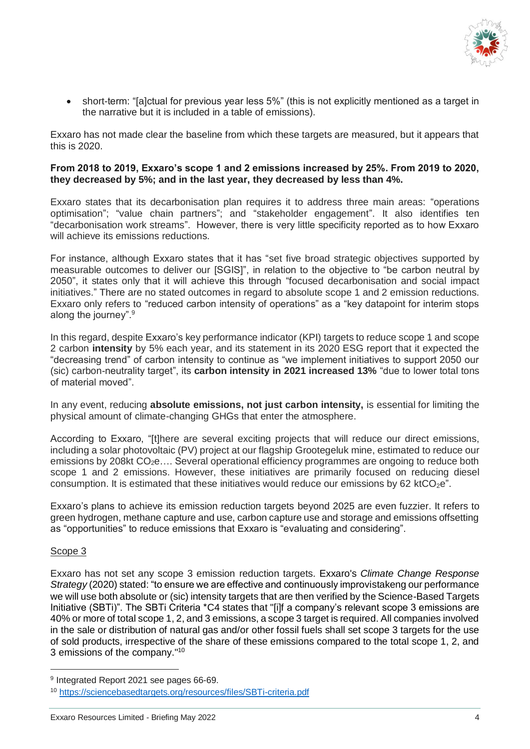- short-term: "[a]ctual for previous year less 5%" (this is not explicitly mentioned as a target in the narrative but it is included in a table of emissions).

Exxaro has not made clear the baseline from which these targets are measured, but it appears that this is 2020.

**From 2018 to 2019, Exxaro's scope 1 and 2 emissions increased by 25%. From 2019 to 2020, they decreased by 5%; and in the last year, they decreased by less than 4%.**

Exxaro states that its decarbonisation plan requires it to address three main areas: "operations optimisation"; "value chain partners"; and "stakeholder engagement". It also identifies ten "decarbonisation work streams". However, there is very little specificity reported as to how Exxaro will achieve its emissions reductions.

For instance, although Exxaro states that it has "set five broad strategic objectives supported by measurable outcomes to deliver our [SGIS]", in relation to the objective to "be carbon neutral by 2050", it states only that it will achieve this through "focused decarbonisation and social impact initiatives." There are no stated outcomes in regard to absolute scope 1 and 2 emission reductions. Exxaro only refers to "reduced carbon intensity of operations" as a "key datapoint for interim stops along the journey".[9]

In this regard, despite Exxaro's key performance indicator (KPI) targets to reduce scope 1 and scope 2 carbon **intensity** by 5% each year, and its statement in its 2020 ESG report that it expected the "decreasing trend" of carbon intensity to continue as "we implement initiatives to support 2050 our (sic) carbon-neutrality target", its **carbon intensity in 2021 increased 13%** "due to lower total tons of material moved".

In any event, reducing **absolute emissions, not just carbon intensity,** is essential for limiting the physical amount of climate-changing GHGs that enter the atmosphere.

According to Exxaro, "[t]here are several exciting projects that will reduce our direct emissions, including a solar photovoltaic (PV) project at our flagship Grootegeluk mine, estimated to reduce our emissions by 208kt $CO_2$e…. Several operational efficiency programmes are ongoing to reduce both scope 1 and 2 emissions. However, these initiatives are primarily focused on reducing diesel consumption. It is estimated that these initiatives would reduce our emissions by 62 kt$CO_2$e".

Exxaro's plans to achieve its emission reduction targets beyond 2025 are even fuzzier. It refers to green hydrogen, methane capture and use, carbon capture use and storage and emissions offsetting as "opportunities" to reduce emissions that Exxaro is "evaluating and considering".

Scope 3

Exxaro has not set any scope 3 emission reduction targets. Exxaro's *Climate Change Response Strategy* (2020) stated: "to ensure we are effective and continuously improvistakeng our performance we will use both absolute or (sic) intensity targets that are then verified by the Science-Based Targets Initiative (SBTi)". The SBTi Criteria *C4 states that "[i]f a company's relevant scope 3 emissions are 40% or more of total scope 1, 2, and 3 emissions, a scope 3 target is required. All companies involved in the sale or distribution of natural gas and/or other fossil fuels shall set scope 3 targets for the use of sold products, irrespective of the share of these emissions compared to the total scope 1, 2, and 3 emissions of the company."[10]

---

[9] Integrated Report 2021 see pages 66-69.

[10] https://sciencebasedtargets.org/resources/files/SBTi-criteria.pdf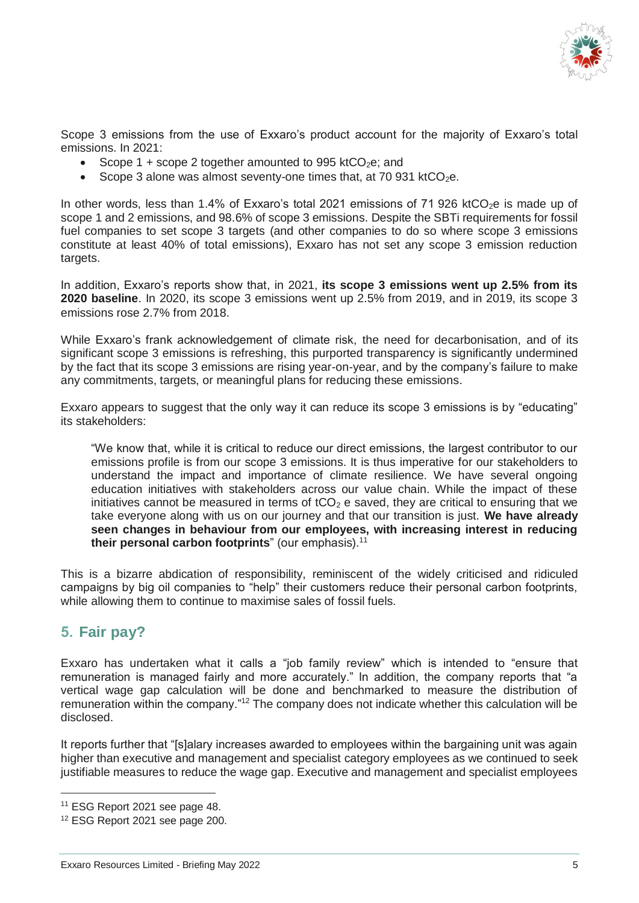Scope 3 emissions from the use of Exxaro's product account for the majority of Exxaro's total emissions. In 2021:

- Scope 1 + scope 2 together amounted to 995 kt$CO_2$e; and
- Scope 3 alone was almost seventy-one times that, at 70 931 kt$CO_2$e.

In other words, less than 1.4% of Exxaro's total 2021 emissions of 71 926 kt$CO_2$e is made up of scope 1 and 2 emissions, and 98.6% of scope 3 emissions. Despite the SBTi requirements for fossil fuel companies to set scope 3 targets (and other companies to do so where scope 3 emissions constitute at least 40% of total emissions), Exxaro has not set any scope 3 emission reduction targets.

In addition, Exxaro's reports show that, in 2021, **its scope 3 emissions went up 2.5% from its 2020 baseline**. In 2020, its scope 3 emissions went up 2.5% from 2019, and in 2019, its scope 3 emissions rose 2.7% from 2018.

While Exxaro's frank acknowledgement of climate risk, the need for decarbonisation, and of its significant scope 3 emissions is refreshing, this purported transparency is significantly undermined by the fact that its scope 3 emissions are rising year-on-year, and by the company's failure to make any commitments, targets, or meaningful plans for reducing these emissions.

Exxaro appears to suggest that the only way it can reduce its scope 3 emissions is by "educating" its stakeholders:

> "We know that, while it is critical to reduce our direct emissions, the largest contributor to our emissions profile is from our scope 3 emissions. It is thus imperative for our stakeholders to understand the impact and importance of climate resilience. We have several ongoing education initiatives with stakeholders across our value chain. While the impact of these initiatives cannot be measured in terms of t$CO_2$ e saved, they are critical to ensuring that we take everyone along with us on our journey and that our transition is just. **We have already seen changes in behaviour from our employees, with increasing interest in reducing their personal carbon footprints**" (our emphasis).[11]

This is a bizarre abdication of responsibility, reminiscent of the widely criticised and ridiculed campaigns by big oil companies to "help" their customers reduce their personal carbon footprints, while allowing them to continue to maximise sales of fossil fuels.

## 5. Fair pay?

Exxaro has undertaken what it calls a "job family review" which is intended to "ensure that remuneration is managed fairly and more accurately." In addition, the company reports that "a vertical wage gap calculation will be done and benchmarked to measure the distribution of remuneration within the company."[12] The company does not indicate whether this calculation will be disclosed.

It reports further that "[s]alary increases awarded to employees within the bargaining unit was again higher than executive and management and specialist category employees as we continued to seek justifiable measures to reduce the wage gap. Executive and management and specialist employees

---

[11] ESG Report 2021 see page 48.

[12] ESG Report 2021 see page 200.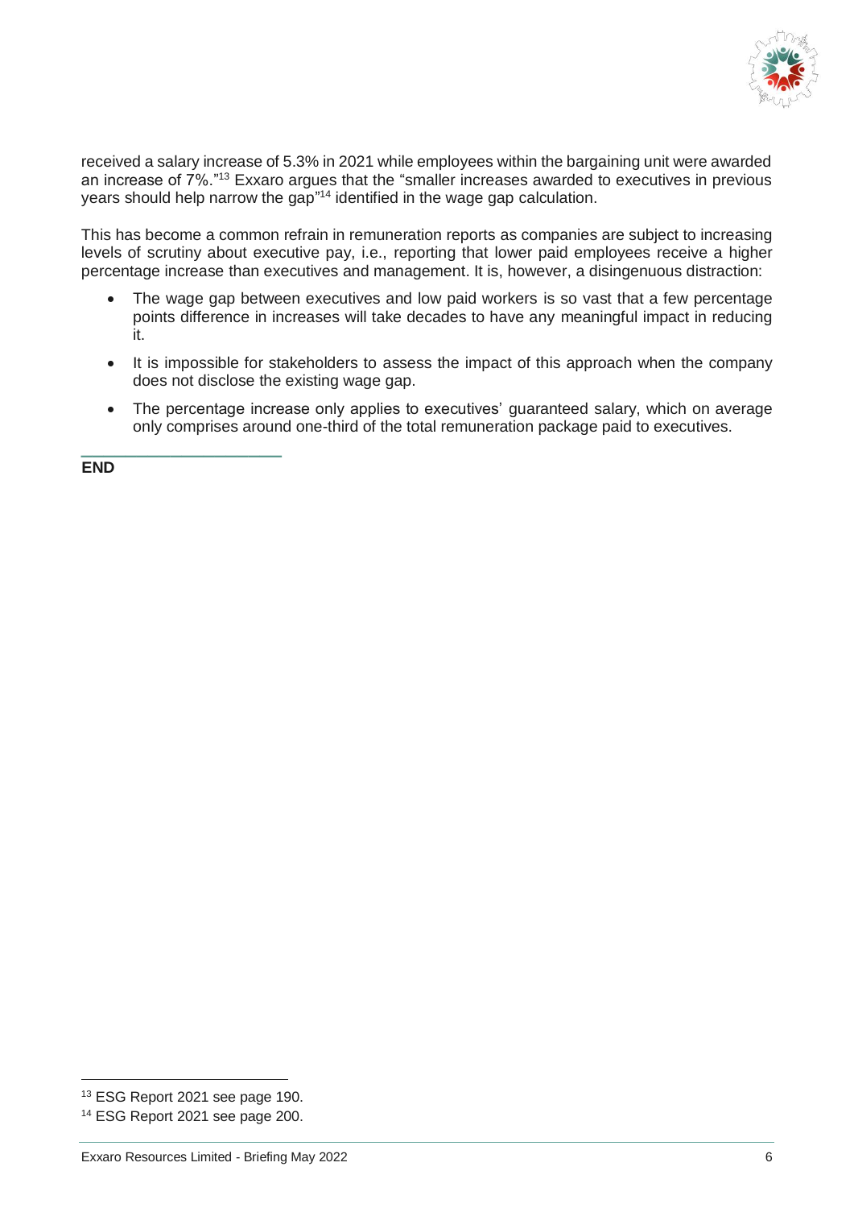received a salary increase of 5.3% in 2021 while employees within the bargaining unit were awarded an increase of 7%."[13] Exxaro argues that the "smaller increases awarded to executives in previous years should help narrow the gap"[14] identified in the wage gap calculation.

This has become a common refrain in remuneration reports as companies are subject to increasing levels of scrutiny about executive pay, i.e., reporting that lower paid employees receive a higher percentage increase than executives and management. It is, however, a disingenuous distraction:

- The wage gap between executives and low paid workers is so vast that a few percentage points difference in increases will take decades to have any meaningful impact in reducing it.
- It is impossible for stakeholders to assess the impact of this approach when the company does not disclose the existing wage gap.
- The percentage increase only applies to executives' guaranteed salary, which on average only comprises around one-third of the total remuneration package paid to executives.

**END**

[13] ESG Report 2021 see page 190.

[14] ESG Report 2021 see page 200.